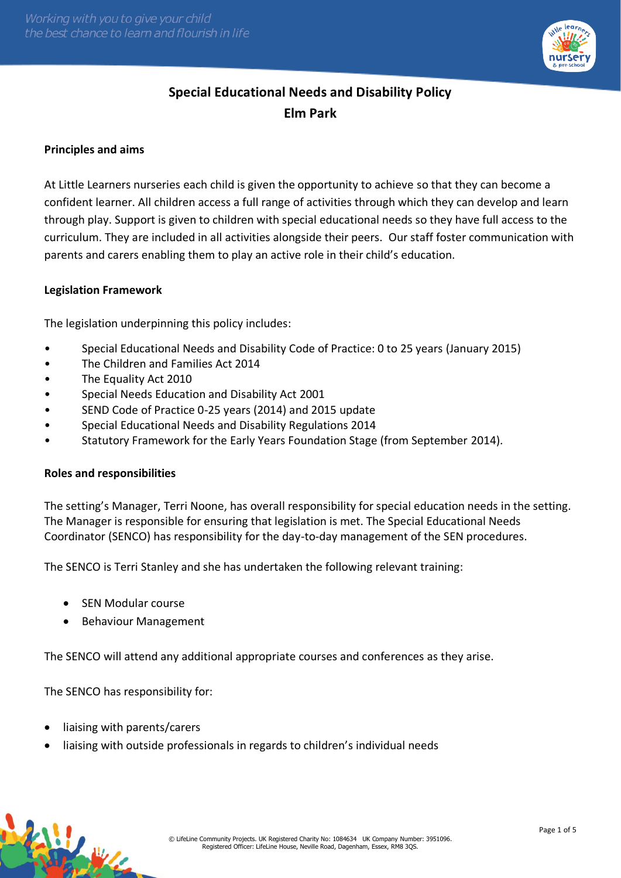# Special Educational Needs and Disability Policy
## Elm Park

**Principles and aims**

At Little Learners nurseries each child is given the opportunity to achieve so that they can become a confident learner. All children access a full range of activities through which they can develop and learn through play. Support is given to children with special educational needs so they have full access to the curriculum. They are included in all activities alongside their peers. Our staff foster communication with parents and carers enabling them to play an active role in their child's education.

**Legislation Framework**

The legislation underpinning this policy includes:

- Special Educational Needs and Disability Code of Practice: 0 to 25 years (January 2015)
- The Children and Families Act 2014
- The Equality Act 2010
- Special Needs Education and Disability Act 2001
- SEND Code of Practice 0-25 years (2014) and 2015 update
- Special Educational Needs and Disability Regulations 2014
- Statutory Framework for the Early Years Foundation Stage (from September 2014).

**Roles and responsibilities**

The setting's Manager, Terri Noone, has overall responsibility for special education needs in the setting. The Manager is responsible for ensuring that legislation is met. The Special Educational Needs Coordinator (SENCO) has responsibility for the day-to-day management of the SEN procedures.

The SENCO is Terri Stanley and she has undertaken the following relevant training:

- SEN Modular course
- Behaviour Management

The SENCO will attend any additional appropriate courses and conferences as they arise.

The SENCO has responsibility for:

- liaising with parents/carers
- liaising with outside professionals in regards to children's individual needs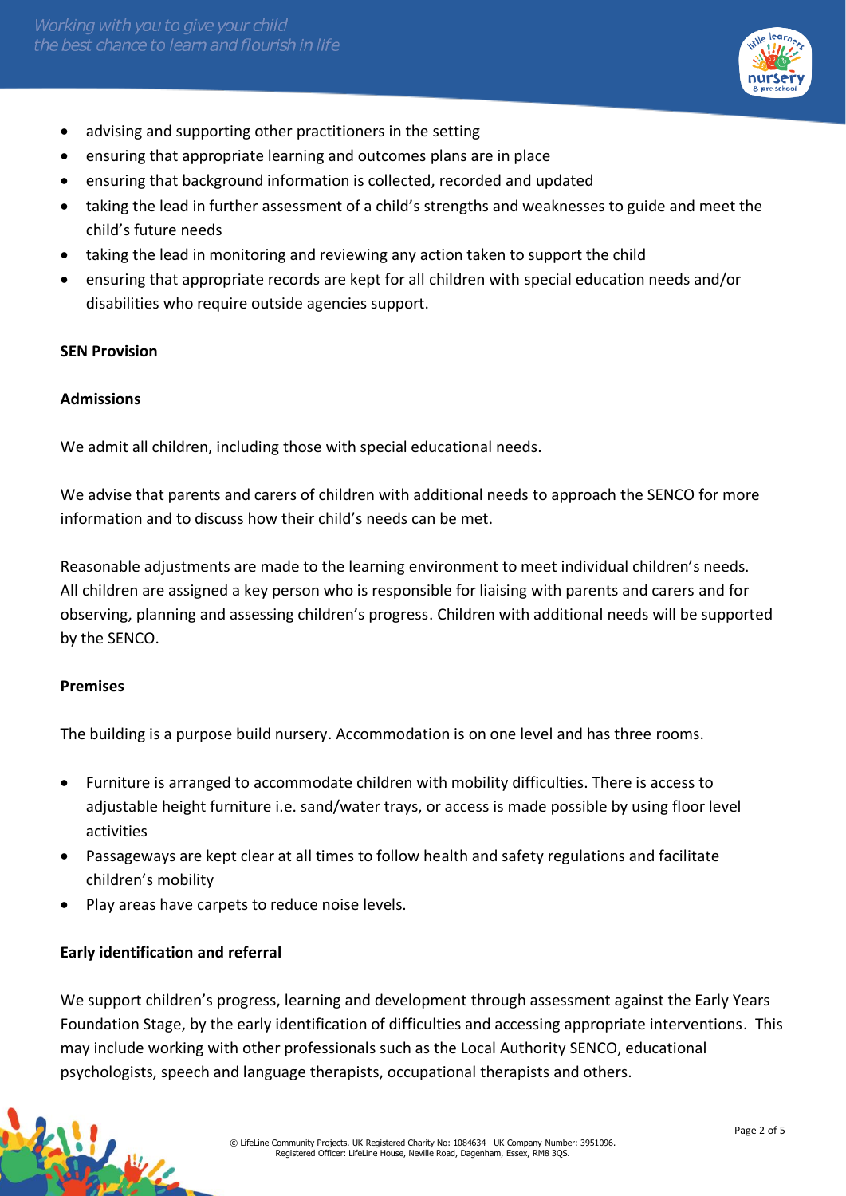- advising and supporting other practitioners in the setting
- ensuring that appropriate learning and outcomes plans are in place
- ensuring that background information is collected, recorded and updated
- taking the lead in further assessment of a child's strengths and weaknesses to guide and meet the child's future needs
- taking the lead in monitoring and reviewing any action taken to support the child
- ensuring that appropriate records are kept for all children with special education needs and/or disabilities who require outside agencies support.

**SEN Provision**

**Admissions**

We admit all children, including those with special educational needs.

We advise that parents and carers of children with additional needs to approach the SENCO for more information and to discuss how their child's needs can be met.

Reasonable adjustments are made to the learning environment to meet individual children's needs. All children are assigned a key person who is responsible for liaising with parents and carers and for observing, planning and assessing children's progress. Children with additional needs will be supported by the SENCO.

**Premises**

The building is a purpose build nursery. Accommodation is on one level and has three rooms.

- Furniture is arranged to accommodate children with mobility difficulties. There is access to adjustable height furniture i.e. sand/water trays, or access is made possible by using floor level activities
- Passageways are kept clear at all times to follow health and safety regulations and facilitate children's mobility
- Play areas have carpets to reduce noise levels.

**Early identification and referral**

We support children's progress, learning and development through assessment against the Early Years Foundation Stage, by the early identification of difficulties and accessing appropriate interventions. This may include working with other professionals such as the Local Authority SENCO, educational psychologists, speech and language therapists, occupational therapists and others.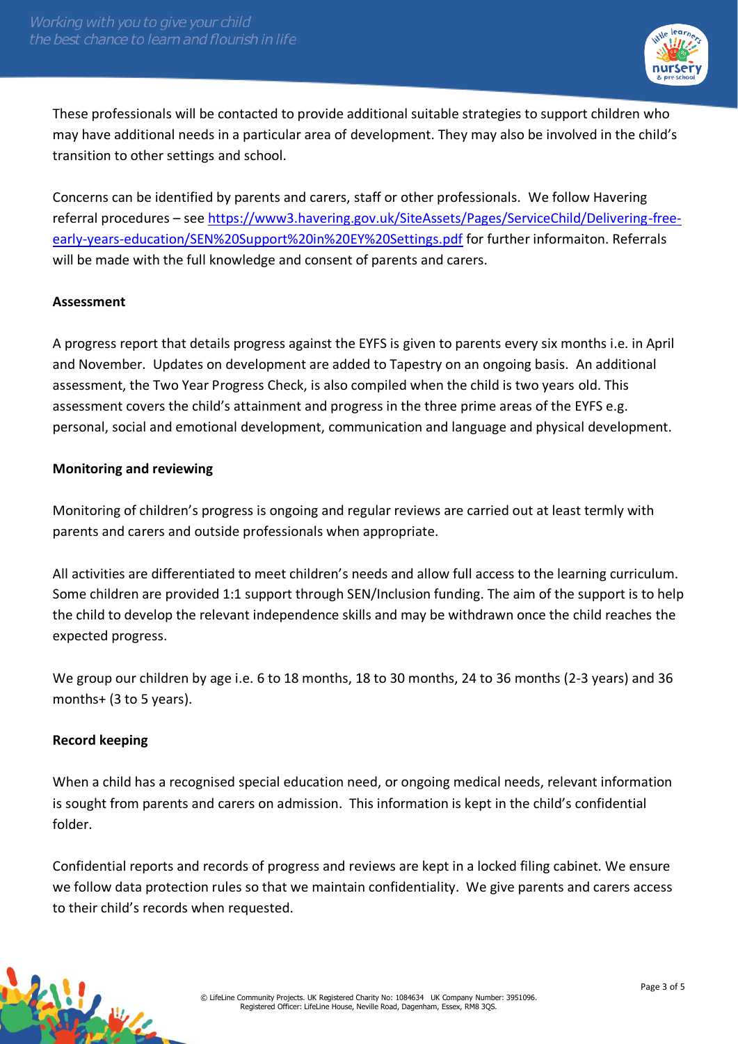These professionals will be contacted to provide additional suitable strategies to support children who may have additional needs in a particular area of development. They may also be involved in the child's transition to other settings and school.

Concerns can be identified by parents and carers, staff or other professionals. We follow Havering referral procedures – see [https://www3.havering.gov.uk/SiteAssets/Pages/ServiceChild/Delivering-free-early-years-education/SEN%20Support%20in%20EY%20Settings.pdf](https://www3.havering.gov.uk/SiteAssets/Pages/ServiceChild/Delivering-free-early-years-education/SEN%20Support%20in%20EY%20Settings.pdf) for further informaiton. Referrals will be made with the full knowledge and consent of parents and carers.

**Assessment**

A progress report that details progress against the EYFS is given to parents every six months i.e. in April and November. Updates on development are added to Tapestry on an ongoing basis. An additional assessment, the Two Year Progress Check, is also compiled when the child is two years old. This assessment covers the child's attainment and progress in the three prime areas of the EYFS e.g. personal, social and emotional development, communication and language and physical development.

**Monitoring and reviewing**

Monitoring of children's progress is ongoing and regular reviews are carried out at least termly with parents and carers and outside professionals when appropriate.

All activities are differentiated to meet children's needs and allow full access to the learning curriculum. Some children are provided 1:1 support through SEN/Inclusion funding. The aim of the support is to help the child to develop the relevant independence skills and may be withdrawn once the child reaches the expected progress.

We group our children by age i.e. 6 to 18 months, 18 to 30 months, 24 to 36 months (2-3 years) and 36 months+ (3 to 5 years).

**Record keeping**

When a child has a recognised special education need, or ongoing medical needs, relevant information is sought from parents and carers on admission. This information is kept in the child's confidential folder.

Confidential reports and records of progress and reviews are kept in a locked filing cabinet. We ensure we follow data protection rules so that we maintain confidentiality. We give parents and carers access to their child's records when requested.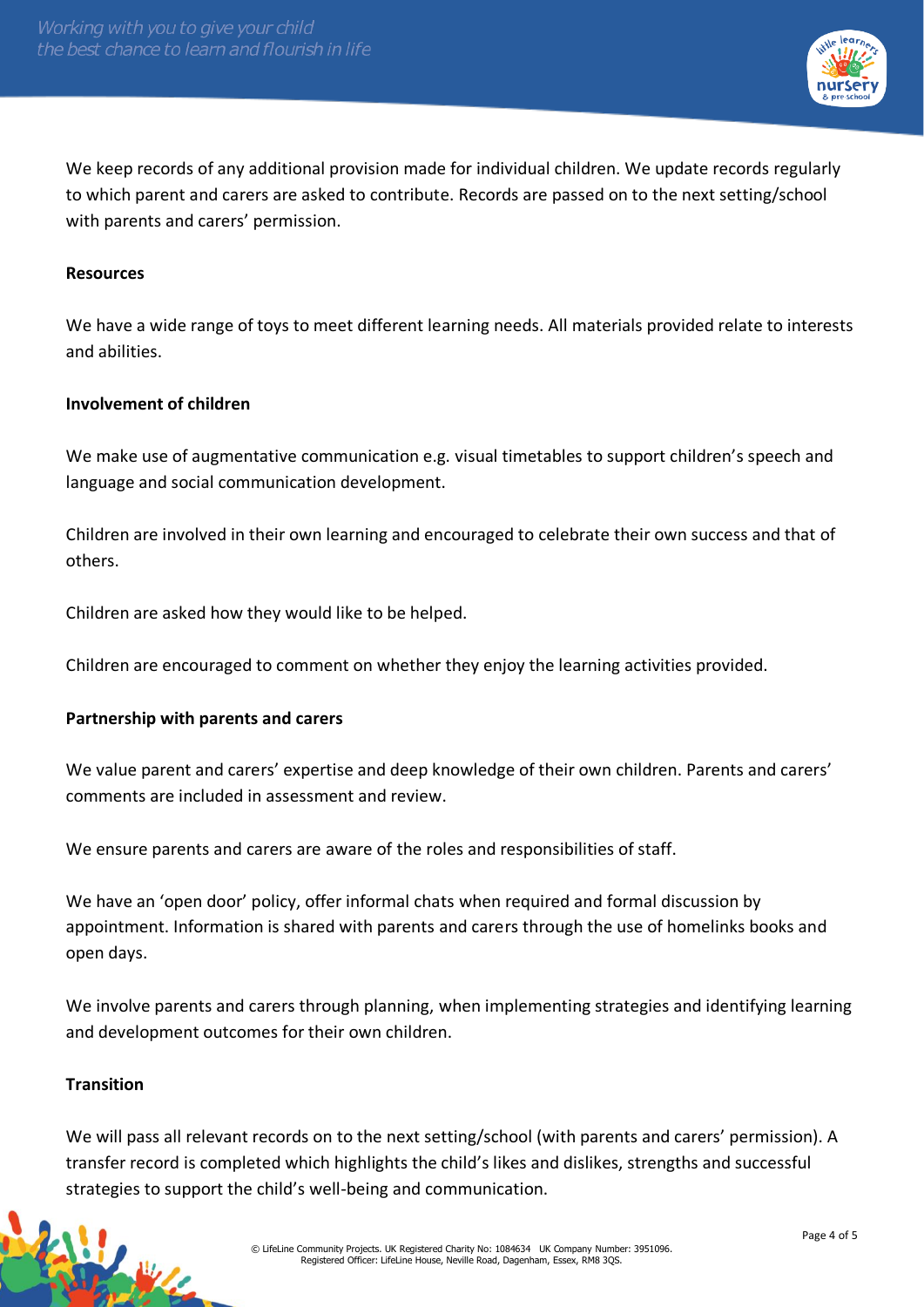We keep records of any additional provision made for individual children. We update records regularly to which parent and carers are asked to contribute. Records are passed on to the next setting/school with parents and carers' permission.

**Resources**

We have a wide range of toys to meet different learning needs. All materials provided relate to interests and abilities.

**Involvement of children**

We make use of augmentative communication e.g. visual timetables to support children's speech and language and social communication development.

Children are involved in their own learning and encouraged to celebrate their own success and that of others.

Children are asked how they would like to be helped.

Children are encouraged to comment on whether they enjoy the learning activities provided.

**Partnership with parents and carers**

We value parent and carers' expertise and deep knowledge of their own children. Parents and carers' comments are included in assessment and review.

We ensure parents and carers are aware of the roles and responsibilities of staff.

We have an 'open door' policy, offer informal chats when required and formal discussion by appointment. Information is shared with parents and carers through the use of homelinks books and open days.

We involve parents and carers through planning, when implementing strategies and identifying learning and development outcomes for their own children.

**Transition**

We will pass all relevant records on to the next setting/school (with parents and carers' permission). A transfer record is completed which highlights the child's likes and dislikes, strengths and successful strategies to support the child's well-being and communication.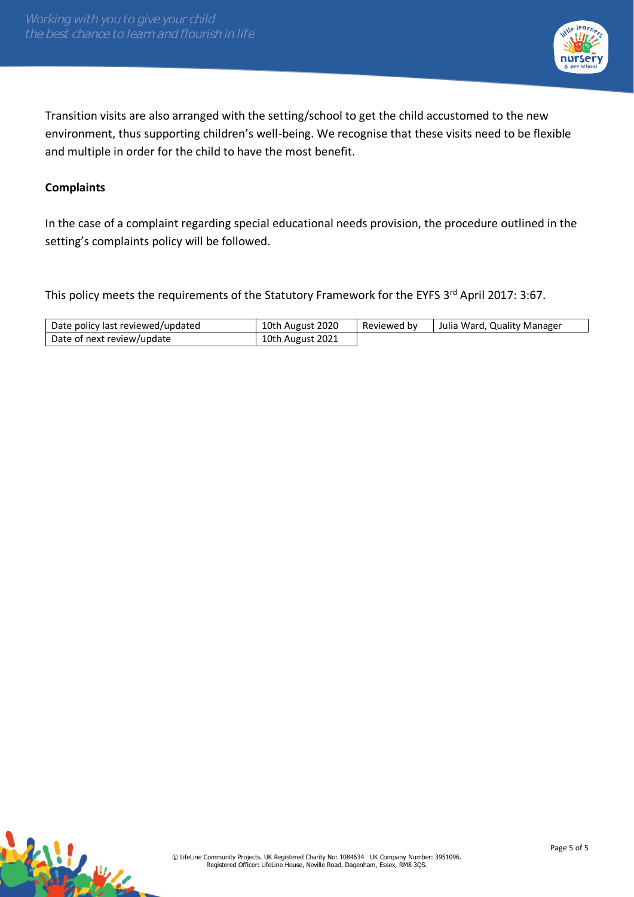Transition visits are also arranged with the setting/school to get the child accustomed to the new environment, thus supporting children's well-being. We recognise that these visits need to be flexible and multiple in order for the child to have the most benefit.

**Complaints**

In the case of a complaint regarding special educational needs provision, the procedure outlined in the setting's complaints policy will be followed.

This policy meets the requirements of the Statutory Framework for the EYFS 3rd April 2017: 3:67.

| | | | |
|---|---|---|---|
| Date policy last reviewed/updated | 10th August 2020 | Reviewed by | Julia Ward, Quality Manager |
| Date of next review/update | 10th August 2021 | | |

© LifeLine Community Projects. UK Registered Charity No: 1084634 UK Company Number: 3951096.
Registered Officer: LifeLine House, Neville Road, Dagenham, Essex, RM8 3QS.